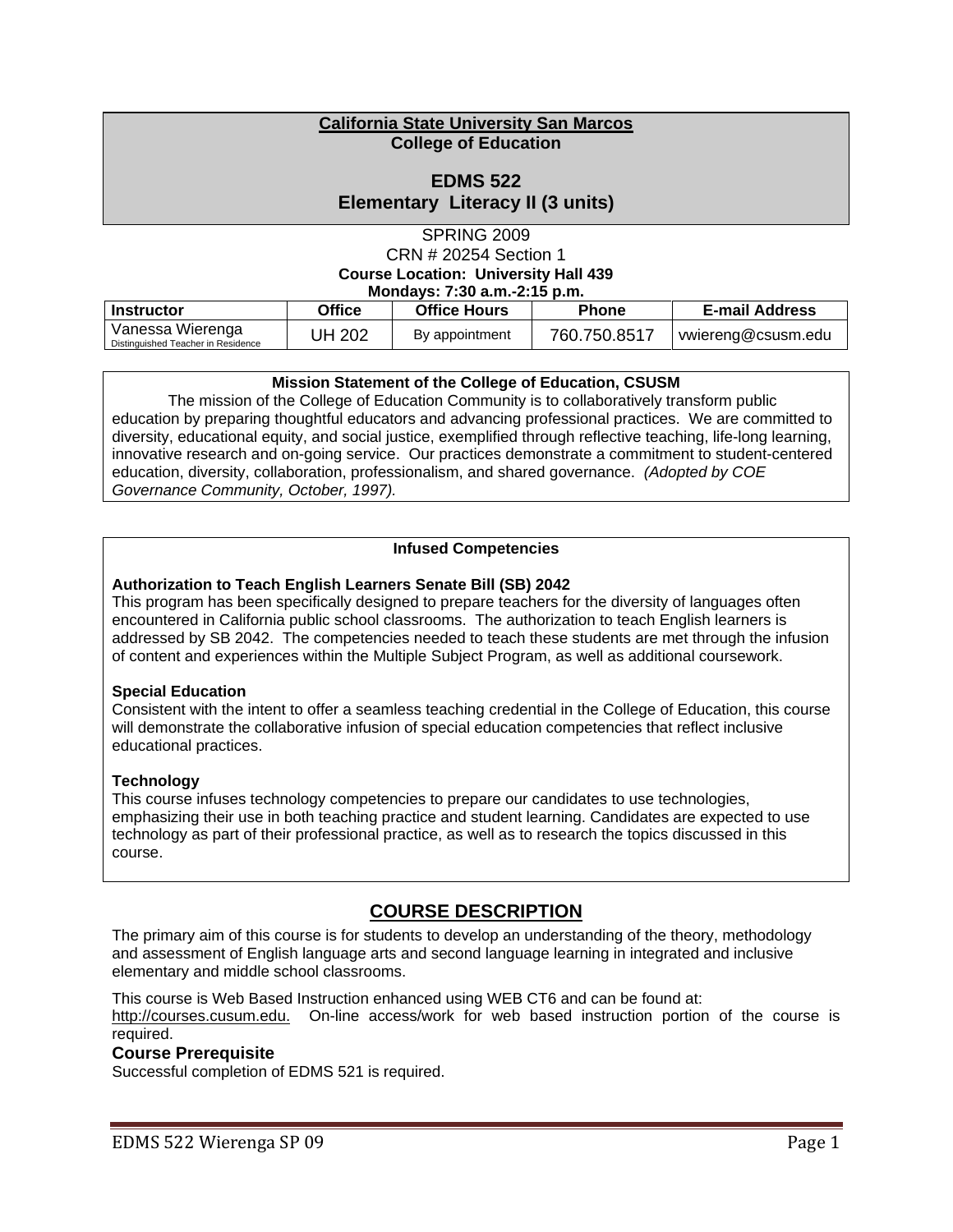**California State University San Marcos**
**College of Education**

# EDMS 522
# Elementary Literacy II (3 units)

SPRING 2009
CRN # 20254 Section 1
**Course Location: University Hall 439**
**Mondays: 7:30 a.m.-2:15 p.m.**

| Instructor | Office | Office Hours | Phone | E-mail Address |
|---|---|---|---|---|
| Vanessa Wierenga<br>Distinguished Teacher in Residence | UH 202 | By appointment | 760.750.8517 | vwiereng@csusm.edu |

**Mission Statement of the College of Education, CSUSM**

The mission of the College of Education Community is to collaboratively transform public education by preparing thoughtful educators and advancing professional practices. We are committed to diversity, educational equity, and social justice, exemplified through reflective teaching, life-long learning, innovative research and on-going service. Our practices demonstrate a commitment to student-centered education, diversity, collaboration, professionalism, and shared governance. *(Adopted by COE Governance Community, October, 1997).*

**Infused Competencies**

**Authorization to Teach English Learners Senate Bill (SB) 2042**
This program has been specifically designed to prepare teachers for the diversity of languages often encountered in California public school classrooms. The authorization to teach English learners is addressed by SB 2042. The competencies needed to teach these students are met through the infusion of content and experiences within the Multiple Subject Program, as well as additional coursework.

**Special Education**
Consistent with the intent to offer a seamless teaching credential in the College of Education, this course will demonstrate the collaborative infusion of special education competencies that reflect inclusive educational practices.

**Technology**
This course infuses technology competencies to prepare our candidates to use technologies, emphasizing their use in both teaching practice and student learning. Candidates are expected to use technology as part of their professional practice, as well as to research the topics discussed in this course.

## COURSE DESCRIPTION

The primary aim of this course is for students to develop an understanding of the theory, methodology and assessment of English language arts and second language learning in integrated and inclusive elementary and middle school classrooms.

This course is Web Based Instruction enhanced using WEB CT6 and can be found at: http://courses.cusum.edu. On-line access/work for web based instruction portion of the course is required.

### Course Prerequisite
Successful completion of EDMS 521 is required.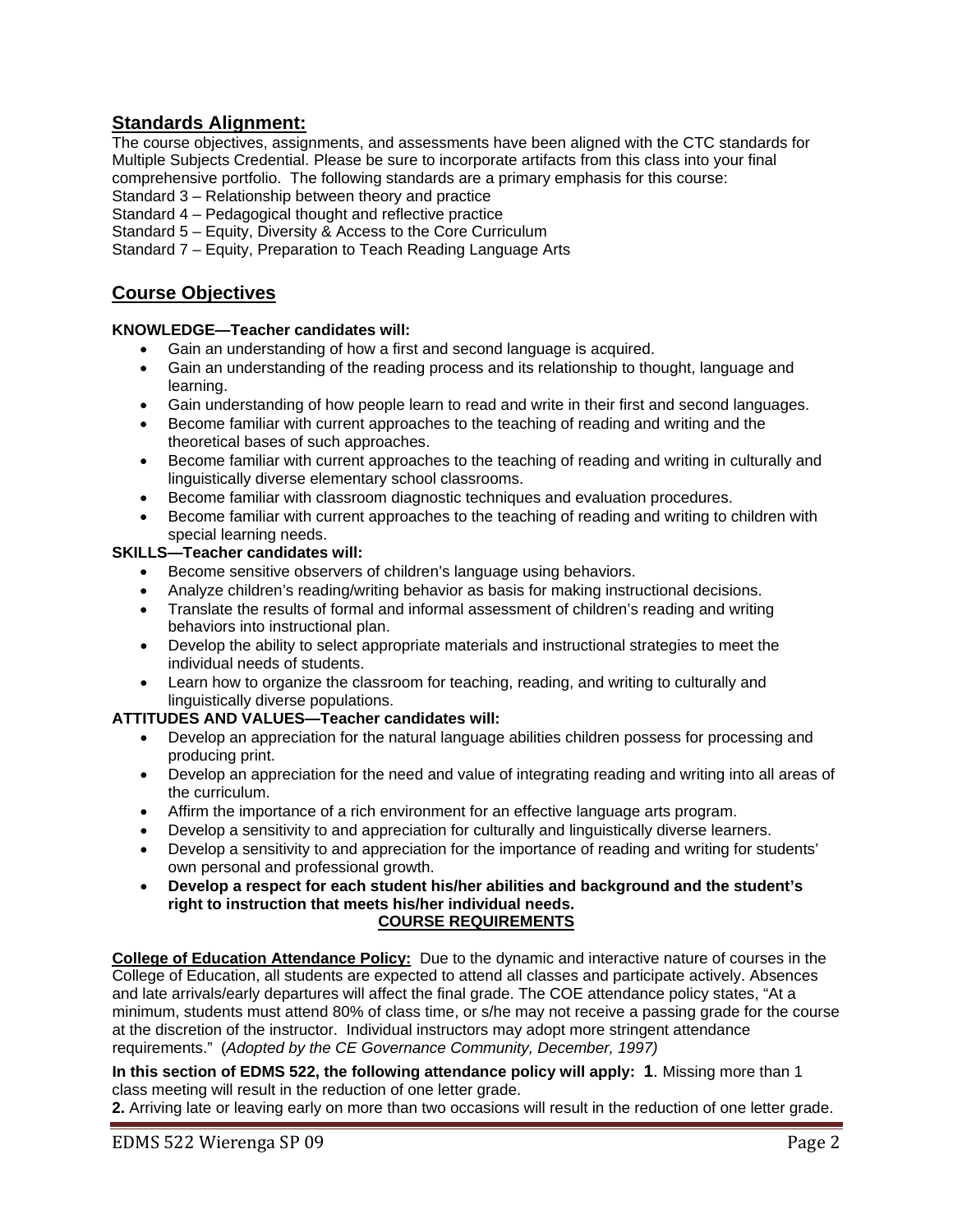## Standards Alignment:

The course objectives, assignments, and assessments have been aligned with the CTC standards for Multiple Subjects Credential. Please be sure to incorporate artifacts from this class into your final comprehensive portfolio. The following standards are a primary emphasis for this course:

Standard 3 – Relationship between theory and practice
Standard 4 – Pedagogical thought and reflective practice
Standard 5 – Equity, Diversity & Access to the Core Curriculum
Standard 7 – Equity, Preparation to Teach Reading Language Arts

## Course Objectives

**KNOWLEDGE—Teacher candidates will:**

- Gain an understanding of how a first and second language is acquired.
- Gain an understanding of the reading process and its relationship to thought, language and learning.
- Gain understanding of how people learn to read and write in their first and second languages.
- Become familiar with current approaches to the teaching of reading and writing and the theoretical bases of such approaches.
- Become familiar with current approaches to the teaching of reading and writing in culturally and linguistically diverse elementary school classrooms.
- Become familiar with classroom diagnostic techniques and evaluation procedures.
- Become familiar with current approaches to the teaching of reading and writing to children with special learning needs.

**SKILLS—Teacher candidates will:**

- Become sensitive observers of children's language using behaviors.
- Analyze children's reading/writing behavior as basis for making instructional decisions.
- Translate the results of formal and informal assessment of children's reading and writing behaviors into instructional plan.
- Develop the ability to select appropriate materials and instructional strategies to meet the individual needs of students.
- Learn how to organize the classroom for teaching, reading, and writing to culturally and linguistically diverse populations.

**ATTITUDES AND VALUES—Teacher candidates will:**

- Develop an appreciation for the natural language abilities children possess for processing and producing print.
- Develop an appreciation for the need and value of integrating reading and writing into all areas of the curriculum.
- Affirm the importance of a rich environment for an effective language arts program.
- Develop a sensitivity to and appreciation for culturally and linguistically diverse learners.
- Develop a sensitivity to and appreciation for the importance of reading and writing for students' own personal and professional growth.
- **Develop a respect for each student his/her abilities and background and the student's right to instruction that meets his/her individual needs.**

## COURSE REQUIREMENTS

**College of Education Attendance Policy:** Due to the dynamic and interactive nature of courses in the College of Education, all students are expected to attend all classes and participate actively. Absences and late arrivals/early departures will affect the final grade. The COE attendance policy states, "At a minimum, students must attend 80% of class time, or s/he may not receive a passing grade for the course at the discretion of the instructor. Individual instructors may adopt more stringent attendance requirements." (*Adopted by the CE Governance Community, December, 1997)*

**In this section of EDMS 522, the following attendance policy will apply: 1**. Missing more than 1 class meeting will result in the reduction of one letter grade.

**2.** Arriving late or leaving early on more than two occasions will result in the reduction of one letter grade.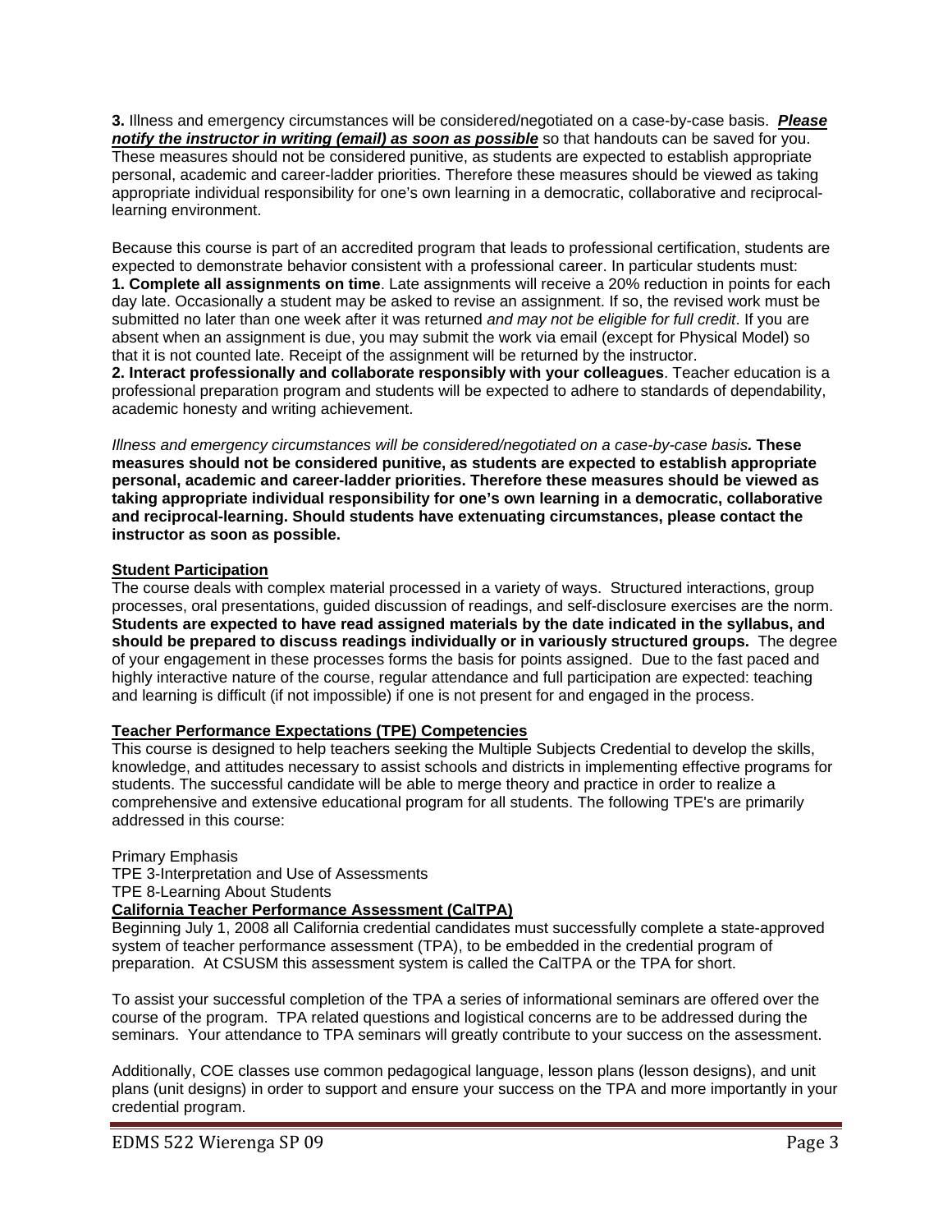**3.** Illness and emergency circumstances will be considered/negotiated on a case-by-case basis. ***Please notify the instructor in writing (email) as soon as possible*** so that handouts can be saved for you. These measures should not be considered punitive, as students are expected to establish appropriate personal, academic and career-ladder priorities. Therefore these measures should be viewed as taking appropriate individual responsibility for one's own learning in a democratic, collaborative and reciprocal-learning environment.

Because this course is part of an accredited program that leads to professional certification, students are expected to demonstrate behavior consistent with a professional career. In particular students must:
**1. Complete all assignments on time**. Late assignments will receive a 20% reduction in points for each day late. Occasionally a student may be asked to revise an assignment. If so, the revised work must be submitted no later than one week after it was returned *and may not be eligible for full credit*. If you are absent when an assignment is due, you may submit the work via email (except for Physical Model) so that it is not counted late. Receipt of the assignment will be returned by the instructor.
**2. Interact professionally and collaborate responsibly with your colleagues**. Teacher education is a professional preparation program and students will be expected to adhere to standards of dependability, academic honesty and writing achievement.

*Illness and emergency circumstances will be considered/negotiated on a case-by-case basis***. These measures should not be considered punitive, as students are expected to establish appropriate personal, academic and career-ladder priorities. Therefore these measures should be viewed as taking appropriate individual responsibility for one's own learning in a democratic, collaborative and reciprocal-learning. Should students have extenuating circumstances, please contact the instructor as soon as possible.**

## Student Participation

The course deals with complex material processed in a variety of ways. Structured interactions, group processes, oral presentations, guided discussion of readings, and self-disclosure exercises are the norm. **Students are expected to have read assigned materials by the date indicated in the syllabus, and should be prepared to discuss readings individually or in variously structured groups.** The degree of your engagement in these processes forms the basis for points assigned. Due to the fast paced and highly interactive nature of the course, regular attendance and full participation are expected: teaching and learning is difficult (if not impossible) if one is not present for and engaged in the process.

## Teacher Performance Expectations (TPE) Competencies

This course is designed to help teachers seeking the Multiple Subjects Credential to develop the skills, knowledge, and attitudes necessary to assist schools and districts in implementing effective programs for students. The successful candidate will be able to merge theory and practice in order to realize a comprehensive and extensive educational program for all students. The following TPE's are primarily addressed in this course:

Primary Emphasis
TPE 3-Interpretation and Use of Assessments
TPE 8-Learning About Students

## California Teacher Performance Assessment (CalTPA)

Beginning July 1, 2008 all California credential candidates must successfully complete a state-approved system of teacher performance assessment (TPA), to be embedded in the credential program of preparation. At CSUSM this assessment system is called the CalTPA or the TPA for short.

To assist your successful completion of the TPA a series of informational seminars are offered over the course of the program. TPA related questions and logistical concerns are to be addressed during the seminars. Your attendance to TPA seminars will greatly contribute to your success on the assessment.

Additionally, COE classes use common pedagogical language, lesson plans (lesson designs), and unit plans (unit designs) in order to support and ensure your success on the TPA and more importantly in your credential program.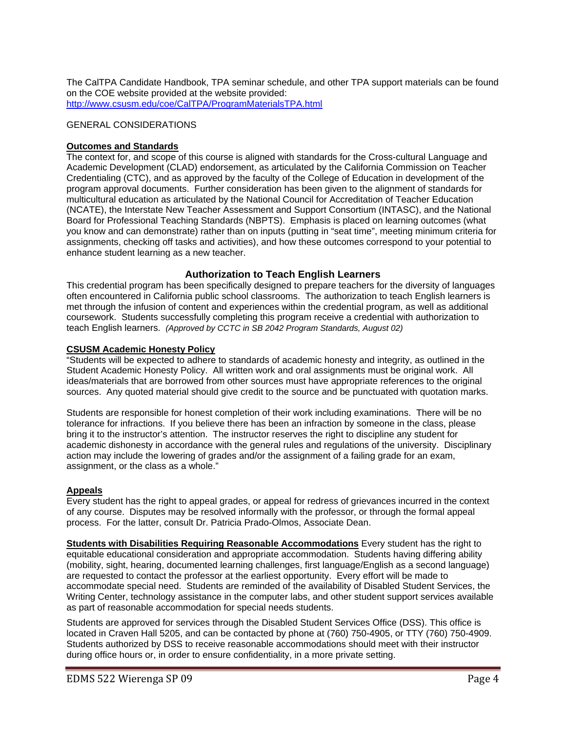The CalTPA Candidate Handbook, TPA seminar schedule, and other TPA support materials can be found on the COE website provided at the website provided:
http://www.csusm.edu/coe/CalTPA/ProgramMaterialsTPA.html

GENERAL CONSIDERATIONS

**Outcomes and Standards**

The context for, and scope of this course is aligned with standards for the Cross-cultural Language and Academic Development (CLAD) endorsement, as articulated by the California Commission on Teacher Credentialing (CTC), and as approved by the faculty of the College of Education in development of the program approval documents. Further consideration has been given to the alignment of standards for multicultural education as articulated by the National Council for Accreditation of Teacher Education (NCATE), the Interstate New Teacher Assessment and Support Consortium (INTASC), and the National Board for Professional Teaching Standards (NBPTS). Emphasis is placed on learning outcomes (what you know and can demonstrate) rather than on inputs (putting in "seat time", meeting minimum criteria for assignments, checking off tasks and activities), and how these outcomes correspond to your potential to enhance student learning as a new teacher.

## Authorization to Teach English Learners

This credential program has been specifically designed to prepare teachers for the diversity of languages often encountered in California public school classrooms. The authorization to teach English learners is met through the infusion of content and experiences within the credential program, as well as additional coursework. Students successfully completing this program receive a credential with authorization to teach English learners. *(Approved by CCTC in SB 2042 Program Standards, August 02)*

**CSUSM Academic Honesty Policy**

"Students will be expected to adhere to standards of academic honesty and integrity, as outlined in the Student Academic Honesty Policy. All written work and oral assignments must be original work. All ideas/materials that are borrowed from other sources must have appropriate references to the original sources. Any quoted material should give credit to the source and be punctuated with quotation marks.

Students are responsible for honest completion of their work including examinations. There will be no tolerance for infractions. If you believe there has been an infraction by someone in the class, please bring it to the instructor's attention. The instructor reserves the right to discipline any student for academic dishonesty in accordance with the general rules and regulations of the university. Disciplinary action may include the lowering of grades and/or the assignment of a failing grade for an exam, assignment, or the class as a whole."

**Appeals**

Every student has the right to appeal grades, or appeal for redress of grievances incurred in the context of any course. Disputes may be resolved informally with the professor, or through the formal appeal process. For the latter, consult Dr. Patricia Prado-Olmos, Associate Dean.

**Students with Disabilities Requiring Reasonable Accommodations** Every student has the right to equitable educational consideration and appropriate accommodation. Students having differing ability (mobility, sight, hearing, documented learning challenges, first language/English as a second language) are requested to contact the professor at the earliest opportunity. Every effort will be made to accommodate special need. Students are reminded of the availability of Disabled Student Services, the Writing Center, technology assistance in the computer labs, and other student support services available as part of reasonable accommodation for special needs students.

Students are approved for services through the Disabled Student Services Office (DSS). This office is located in Craven Hall 5205, and can be contacted by phone at (760) 750-4905, or TTY (760) 750-4909. Students authorized by DSS to receive reasonable accommodations should meet with their instructor during office hours or, in order to ensure confidentiality, in a more private setting.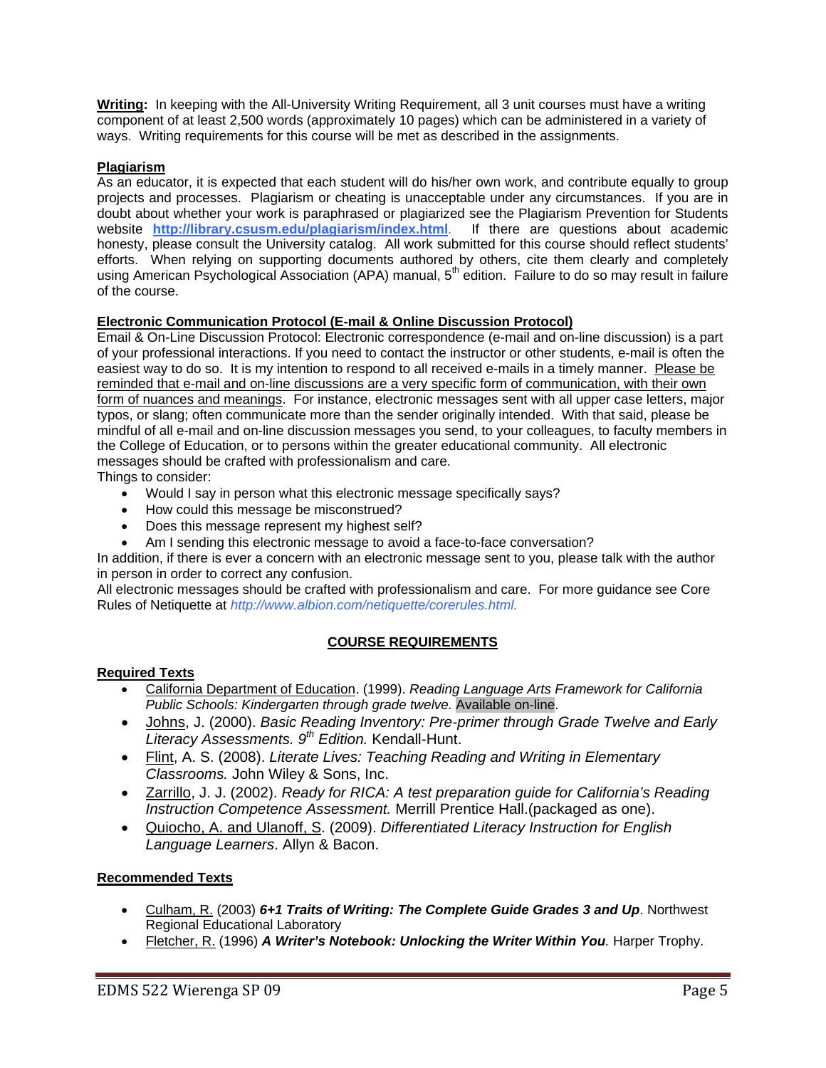**Writing:** In keeping with the All-University Writing Requirement, all 3 unit courses must have a writing component of at least 2,500 words (approximately 10 pages) which can be administered in a variety of ways. Writing requirements for this course will be met as described in the assignments.

**Plagiarism**

As an educator, it is expected that each student will do his/her own work, and contribute equally to group projects and processes. Plagiarism or cheating is unacceptable under any circumstances. If you are in doubt about whether your work is paraphrased or plagiarized see the Plagiarism Prevention for Students website **http://library.csusm.edu/plagiarism/index.html**. If there are questions about academic honesty, please consult the University catalog. All work submitted for this course should reflect students' efforts. When relying on supporting documents authored by others, cite them clearly and completely using American Psychological Association (APA) manual, 5th edition. Failure to do so may result in failure of the course.

**Electronic Communication Protocol (E-mail & Online Discussion Protocol)**

Email & On-Line Discussion Protocol: Electronic correspondence (e-mail and on-line discussion) is a part of your professional interactions. If you need to contact the instructor or other students, e-mail is often the easiest way to do so. It is my intention to respond to all received e-mails in a timely manner. Please be reminded that e-mail and on-line discussions are a very specific form of communication, with their own form of nuances and meanings. For instance, electronic messages sent with all upper case letters, major typos, or slang; often communicate more than the sender originally intended. With that said, please be mindful of all e-mail and on-line discussion messages you send, to your colleagues, to faculty members in the College of Education, or to persons within the greater educational community. All electronic messages should be crafted with professionalism and care.

Things to consider:

- Would I say in person what this electronic message specifically says?
- How could this message be misconstrued?
- Does this message represent my highest self?
- Am I sending this electronic message to avoid a face-to-face conversation?

In addition, if there is ever a concern with an electronic message sent to you, please talk with the author in person in order to correct any confusion.

All electronic messages should be crafted with professionalism and care. For more guidance see Core Rules of Netiquette at *http://www.albion.com/netiquette/corerules.html.*

## COURSE REQUIREMENTS

**Required Texts**

- California Department of Education. (1999). *Reading Language Arts Framework for California Public Schools: Kindergarten through grade twelve.* Available on-line.
- Johns, J. (2000). *Basic Reading Inventory: Pre-primer through Grade Twelve and Early Literacy Assessments. 9th Edition.* Kendall-Hunt.
- Flint, A. S. (2008). *Literate Lives: Teaching Reading and Writing in Elementary Classrooms.* John Wiley & Sons, Inc.
- Zarrillo, J. J. (2002). *Ready for RICA: A test preparation guide for California's Reading Instruction Competence Assessment.* Merrill Prentice Hall.(packaged as one).
- Quiocho, A. and Ulanoff, S. (2009). *Differentiated Literacy Instruction for English Language Learners*. Allyn & Bacon.

**Recommended Texts**

- Culham, R. (2003) ***6+1 Traits of Writing: The Complete Guide Grades 3 and Up***. Northwest Regional Educational Laboratory
- Fletcher, R. (1996) ***A Writer's Notebook: Unlocking the Writer Within You.*** Harper Trophy.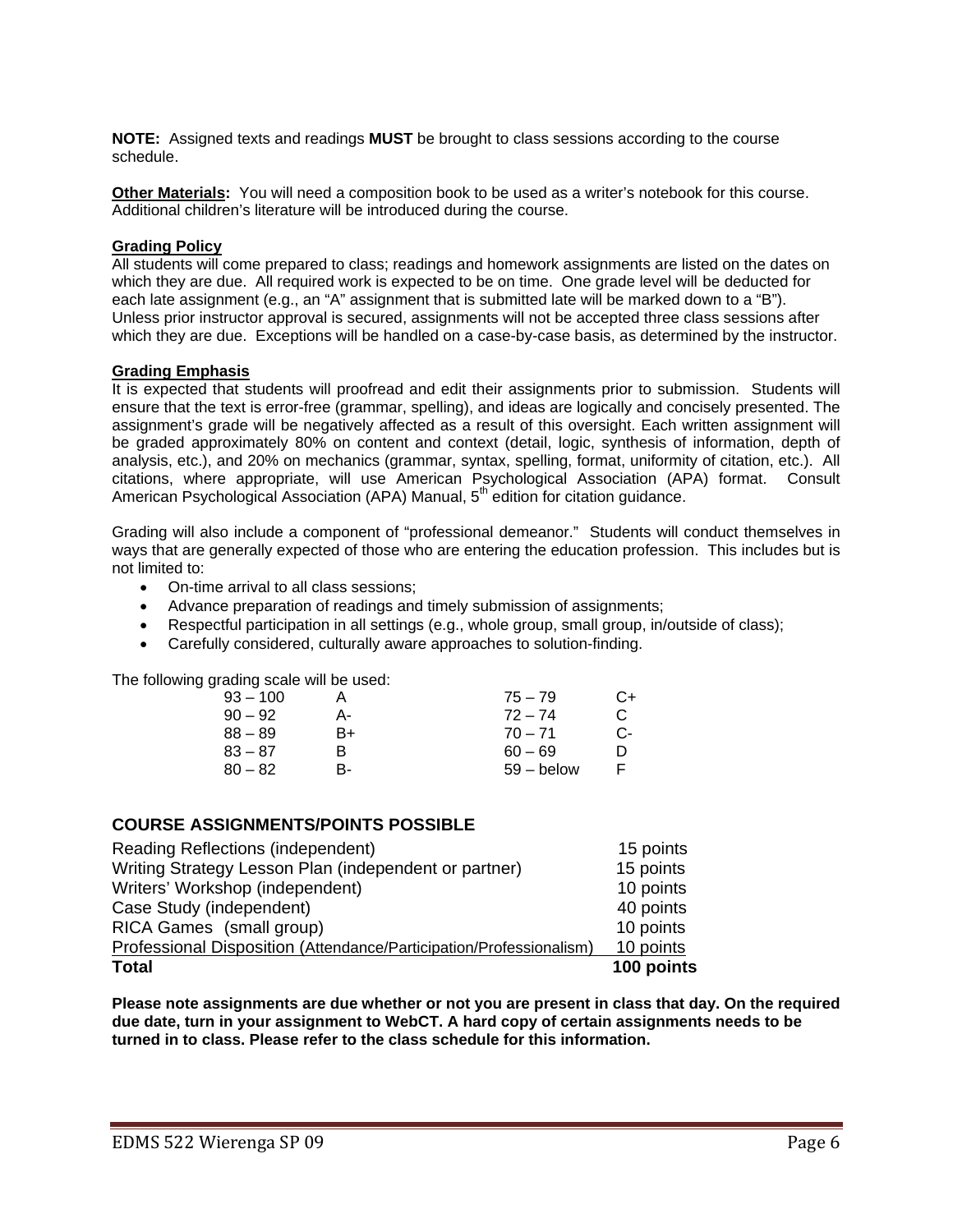**NOTE:** Assigned texts and readings **MUST** be brought to class sessions according to the course schedule.

**Other Materials:** You will need a composition book to be used as a writer's notebook for this course. Additional children's literature will be introduced during the course.

**Grading Policy**

All students will come prepared to class; readings and homework assignments are listed on the dates on which they are due. All required work is expected to be on time. One grade level will be deducted for each late assignment (e.g., an "A" assignment that is submitted late will be marked down to a "B"). Unless prior instructor approval is secured, assignments will not be accepted three class sessions after which they are due. Exceptions will be handled on a case-by-case basis, as determined by the instructor.

**Grading Emphasis**

It is expected that students will proofread and edit their assignments prior to submission. Students will ensure that the text is error-free (grammar, spelling), and ideas are logically and concisely presented. The assignment's grade will be negatively affected as a result of this oversight. Each written assignment will be graded approximately 80% on content and context (detail, logic, synthesis of information, depth of analysis, etc.), and 20% on mechanics (grammar, syntax, spelling, format, uniformity of citation, etc.). All citations, where appropriate, will use American Psychological Association (APA) format. Consult American Psychological Association (APA) Manual, 5th edition for citation guidance.

Grading will also include a component of "professional demeanor." Students will conduct themselves in ways that are generally expected of those who are entering the education profession. This includes but is not limited to:

- On-time arrival to all class sessions;
- Advance preparation of readings and timely submission of assignments;
- Respectful participation in all settings (e.g., whole group, small group, in/outside of class);
- Carefully considered, culturally aware approaches to solution-finding.

The following grading scale will be used:

| | | | |
|---|---|---|---|
| 93 – 100 | A | 75 – 79 | C+ |
| 90 – 92 | A- | 72 – 74 | C |
| 88 – 89 | B+ | 70 – 71 | C- |
| 83 – 87 | B | 60 – 69 | D |
| 80 – 82 | B- | 59 – below | F |

## COURSE ASSIGNMENTS/POINTS POSSIBLE

| | |
|---|---|
| Reading Reflections (independent) | 15 points |
| Writing Strategy Lesson Plan (independent or partner) | 15 points |
| Writers' Workshop (independent) | 10 points |
| Case Study (independent) | 40 points |
| RICA Games (small group) | 10 points |
| Professional Disposition (Attendance/Participation/Professionalism) | 10 points |
| **Total** | **100 points** |

**Please note assignments are due whether or not you are present in class that day. On the required due date, turn in your assignment to WebCT. A hard copy of certain assignments needs to be turned in to class. Please refer to the class schedule for this information.**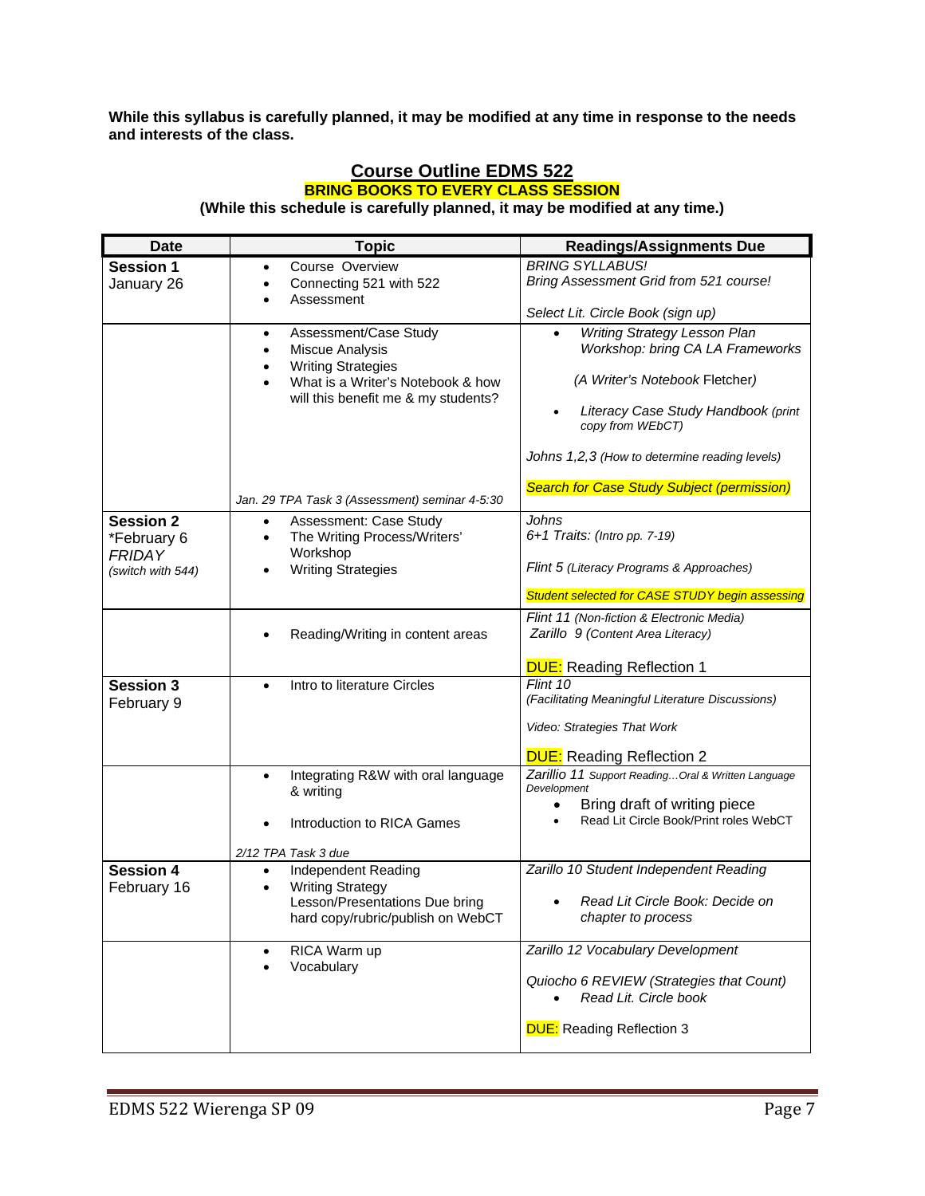**While this syllabus is carefully planned, it may be modified at any time in response to the needs and interests of the class.**

## Course Outline EDMS 522

**BRING BOOKS TO EVERY CLASS SESSION**

**(While this schedule is carefully planned, it may be modified at any time.)**

| Date | Topic | Readings/Assignments Due |
|---|---|---|
| **Session 1** January 26 | • Course Overview<br>• Connecting 521 with 522<br>• Assessment | *BRING SYLLABUS!*<br>*Bring Assessment Grid from 521 course!*<br><br>*Select Lit. Circle Book (sign up)* |
| | • Assessment/Case Study<br>• Miscue Analysis<br>• Writing Strategies<br>• What is a Writer's Notebook & how will this benefit me & my students?<br><br>*Jan. 29 TPA Task 3 (Assessment) seminar 4-5:30* | • *Writing Strategy Lesson Plan Workshop: bring CA LA Frameworks*<br><br>*(A Writer's Notebook* Fletcher)<br><br>• *Literacy Case Study Handbook (print copy from WEbCT)*<br><br>*Johns 1,2,3 (How to determine reading levels)*<br><br>*Search for Case Study Subject (permission)* |
| **Session 2** *February 6 *FRIDAY* *(switch with 544)* | • Assessment: Case Study<br>• The Writing Process/Writers' Workshop<br>• Writing Strategies | *Johns*<br>*6+1 Traits: (Intro pp. 7-19)*<br><br>*Flint 5 (Literacy Programs & Approaches)*<br><br>*Student selected for CASE STUDY begin assessing* |
| | • Reading/Writing in content areas | *Flint 11 (Non-fiction & Electronic Media)*<br>*Zarillo 9 (Content Area Literacy)*<br><br>DUE: Reading Reflection 1 |
| **Session 3** February 9 | • Intro to literature Circles | *Flint 10*<br>*(Facilitating Meaningful Literature Discussions)*<br><br>*Video: Strategies That Work*<br><br>DUE: Reading Reflection 2 |
| | • Integrating R&W with oral language & writing<br><br>• Introduction to RICA Games<br><br>*2/12 TPA Task 3 due* | *Zarillio 11 Support Reading…Oral & Written Language Development*<br>• Bring draft of writing piece<br>• Read Lit Circle Book/Print roles WebCT |
| **Session 4** February 16 | • Independent Reading<br>• Writing Strategy Lesson/Presentations Due bring hard copy/rubric/publish on WebCT | *Zarillo 10 Student Independent Reading*<br><br>• *Read Lit Circle Book: Decide on chapter to process* |
| | • RICA Warm up<br>• Vocabulary | *Zarillo 12 Vocabulary Development*<br><br>*Quiocho 6 REVIEW (Strategies that Count)*<br>• *Read Lit. Circle book*<br><br>DUE: Reading Reflection 3 |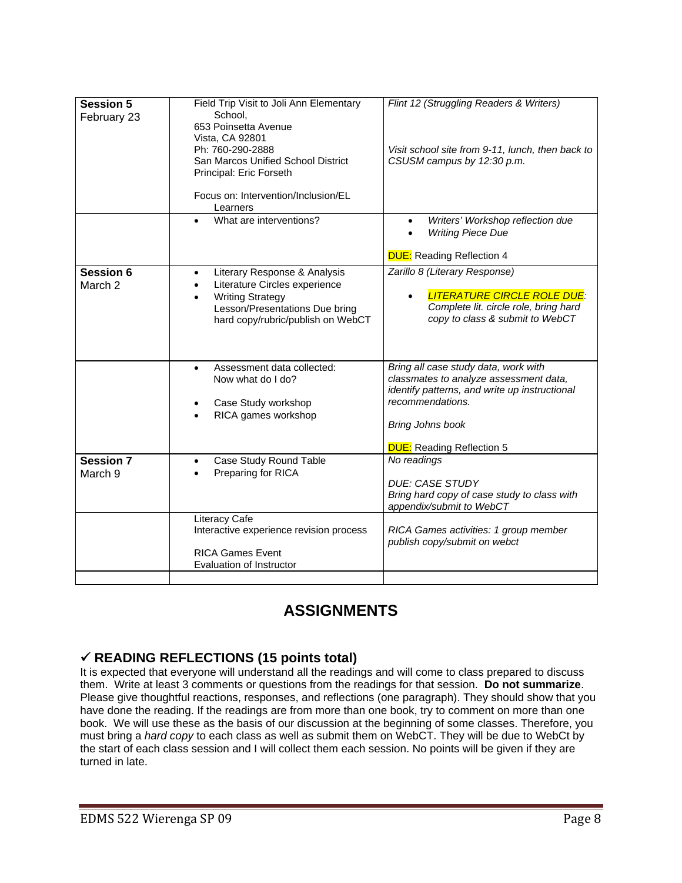| | | |
|---|---|---|
| **Session 5**<br>February 23 | Field Trip Visit to Joli Ann Elementary School,<br>653 Poinsetta Avenue<br>Vista, CA 92801<br>Ph: 760-290-2888<br>San Marcos Unified School District<br>Principal: Eric Forseth<br><br>Focus on: Intervention/Inclusion/EL Learners | *Flint 12 (Struggling Readers & Writers)*<br><br>*Visit school site from 9-11, lunch, then back to CSUSM campus by 12:30 p.m.* |
| | • What are interventions? | • *Writers' Workshop reflection due*<br>• *Writing Piece Due*<br><br>**DUE:** Reading Reflection 4 |
| **Session 6**<br>March 2 | • Literary Response & Analysis<br>• Literature Circles experience<br>• Writing Strategy Lesson/Presentations Due bring hard copy/rubric/publish on WebCT | *Zarillo 8 (Literary Response)*<br><br>• *LITERATURE CIRCLE ROLE DUE: Complete lit. circle role, bring hard copy to class & submit to WebCT* |
| | • Assessment data collected: Now what do I do?<br><br>• Case Study workshop<br>• RICA games workshop | *Bring all case study data, work with classmates to analyze assessment data, identify patterns, and write up instructional recommendations.*<br><br>*Bring Johns book*<br><br>**DUE:** Reading Reflection 5 |
| **Session 7**<br>March 9 | • Case Study Round Table<br>• Preparing for RICA | *No readings*<br><br>*DUE: CASE STUDY*<br>*Bring hard copy of case study to class with appendix/submit to WebCT* |
| | Literacy Cafe<br>Interactive experience revision process<br><br>RICA Games Event<br>Evaluation of Instructor | *RICA Games activities: 1 group member publish copy/submit on webct* |
| | | |

# ASSIGNMENTS

## ✓ READING REFLECTIONS (15 points total)

It is expected that everyone will understand all the readings and will come to class prepared to discuss them. Write at least 3 comments or questions from the readings for that session. **Do not summarize**. Please give thoughtful reactions, responses, and reflections (one paragraph). They should show that you have done the reading. If the readings are from more than one book, try to comment on more than one book. We will use these as the basis of our discussion at the beginning of some classes. Therefore, you must bring a *hard copy* to each class as well as submit them on WebCT. They will be due to WebCt by the start of each class session and I will collect them each session. No points will be given if they are turned in late.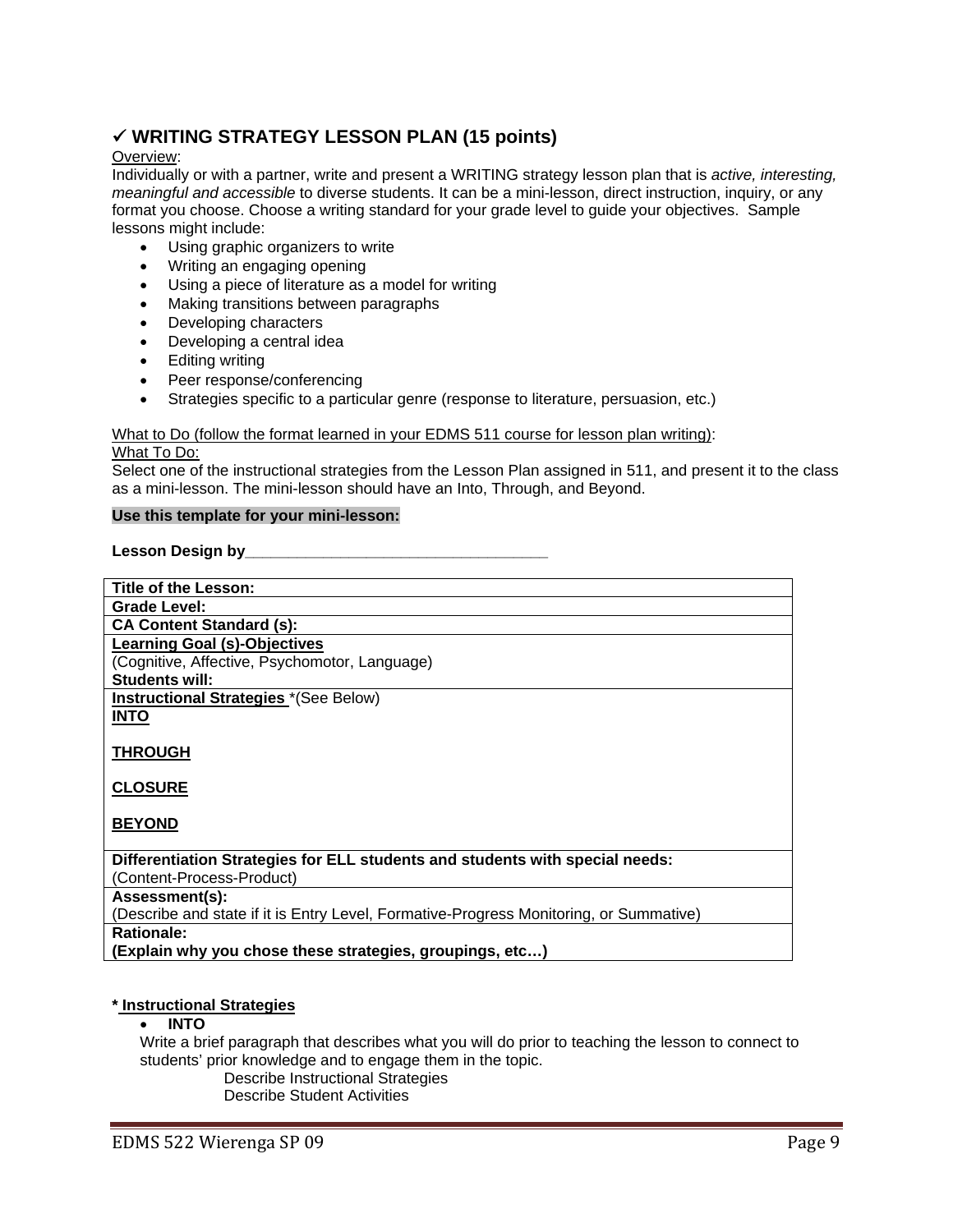## ✓ WRITING STRATEGY LESSON PLAN (15 points)

Overview:
Individually or with a partner, write and present a WRITING strategy lesson plan that is *active, interesting, meaningful and accessible* to diverse students. It can be a mini-lesson, direct instruction, inquiry, or any format you choose. Choose a writing standard for your grade level to guide your objectives. Sample lessons might include:

- Using graphic organizers to write
- Writing an engaging opening
- Using a piece of literature as a model for writing
- Making transitions between paragraphs
- Developing characters
- Developing a central idea
- Editing writing
- Peer response/conferencing
- Strategies specific to a particular genre (response to literature, persuasion, etc.)

What to Do (follow the format learned in your EDMS 511 course for lesson plan writing):
What To Do:
Select one of the instructional strategies from the Lesson Plan assigned in 511, and present it to the class as a mini-lesson. The mini-lesson should have an Into, Through, and Beyond.

**Use this template for your mini-lesson:**

**Lesson Design by___________________________________**

| **Title of the Lesson:** |
|---|
| **Grade Level:** |
| **CA Content Standard (s):** |
| **Learning Goal (s)-Objectives**<br>(Cognitive, Affective, Psychomotor, Language)<br>**Students will:** |
| **Instructional Strategies** *(See Below)<br>**INTO**<br><br>**THROUGH**<br><br>**CLOSURE**<br><br>**BEYOND** |
| **Differentiation Strategies for ELL students and students with special needs:**<br>(Content-Process-Product) |
| **Assessment(s):**<br>(Describe and state if it is Entry Level, Formative-Progress Monitoring, or Summative) |
| **Rationale:**<br>**(Explain why you chose these strategies, groupings, etc…)** |

**\* Instructional Strategies**

- **INTO**
  Write a brief paragraph that describes what you will do prior to teaching the lesson to connect to students' prior knowledge and to engage them in the topic.
  Describe Instructional Strategies
  Describe Student Activities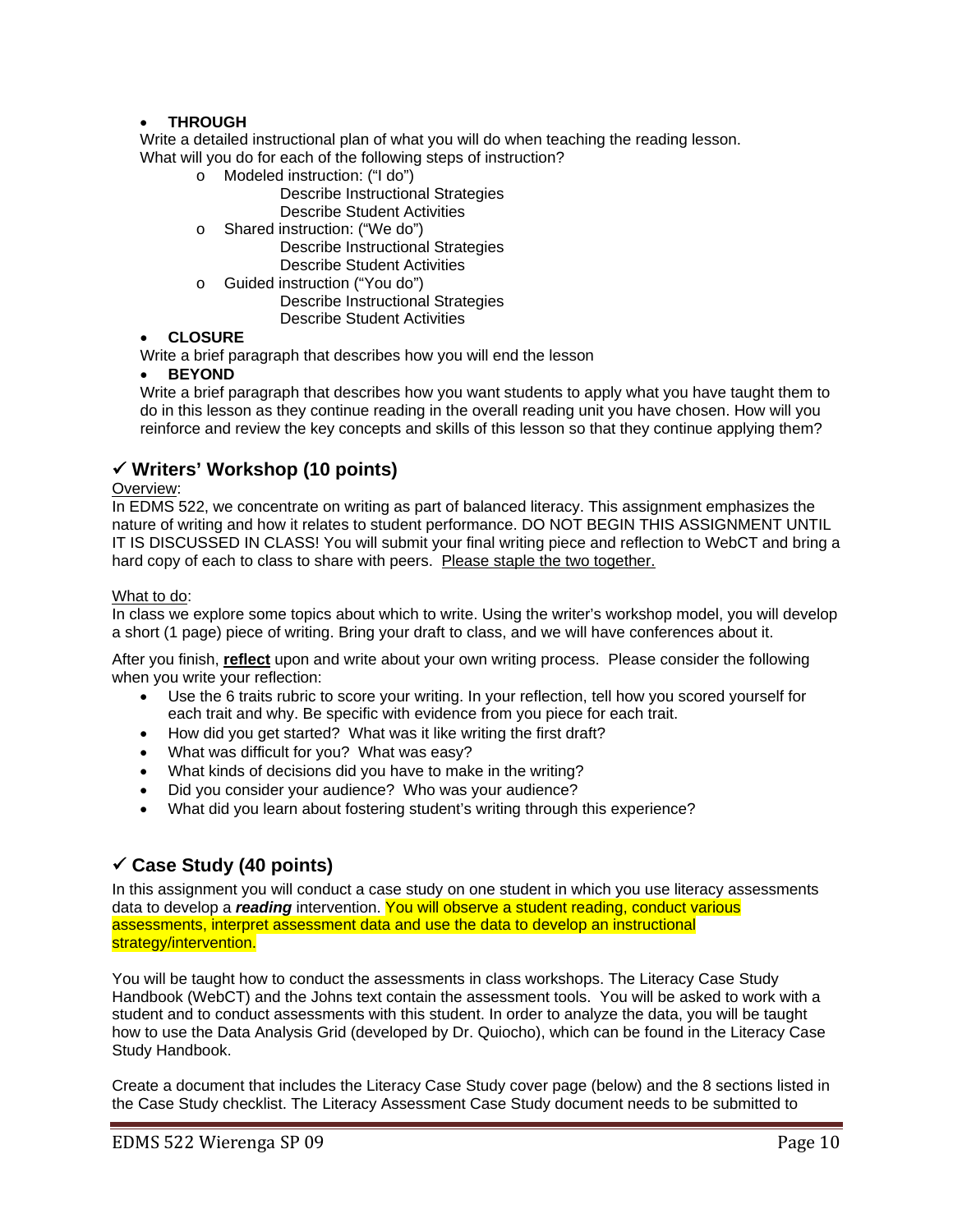- **THROUGH**

Write a detailed instructional plan of what you will do when teaching the reading lesson. What will you do for each of the following steps of instruction?

  - Modeled instruction: ("I do")
    - Describe Instructional Strategies
    - Describe Student Activities
  - Shared instruction: ("We do")
    - Describe Instructional Strategies
    - Describe Student Activities
  - Guided instruction ("You do")
    - Describe Instructional Strategies
    - Describe Student Activities

- **CLOSURE**

Write a brief paragraph that describes how you will end the lesson

- **BEYOND**

Write a brief paragraph that describes how you want students to apply what you have taught them to do in this lesson as they continue reading in the overall reading unit you have chosen. How will you reinforce and review the key concepts and skills of this lesson so that they continue applying them?

## ✓ Writers' Workshop (10 points)

<u>Overview</u>:

In EDMS 522, we concentrate on writing as part of balanced literacy. This assignment emphasizes the nature of writing and how it relates to student performance. DO NOT BEGIN THIS ASSIGNMENT UNTIL IT IS DISCUSSED IN CLASS! You will submit your final writing piece and reflection to WebCT and bring a hard copy of each to class to share with peers. <u>Please staple the two together.</u>

<u>What to do</u>:

In class we explore some topics about which to write. Using the writer's workshop model, you will develop a short (1 page) piece of writing. Bring your draft to class, and we will have conferences about it.

After you finish, <u>**reflect**</u> upon and write about your own writing process. Please consider the following when you write your reflection:

- Use the 6 traits rubric to score your writing. In your reflection, tell how you scored yourself for each trait and why. Be specific with evidence from you piece for each trait.
- How did you get started? What was it like writing the first draft?
- What was difficult for you? What was easy?
- What kinds of decisions did you have to make in the writing?
- Did you consider your audience? Who was your audience?
- What did you learn about fostering student's writing through this experience?

## ✓ Case Study (40 points)

In this assignment you will conduct a case study on one student in which you use literacy assessments data to develop a ***reading*** intervention. You will observe a student reading, conduct various assessments, interpret assessment data and use the data to develop an instructional strategy/intervention.

You will be taught how to conduct the assessments in class workshops. The Literacy Case Study Handbook (WebCT) and the Johns text contain the assessment tools. You will be asked to work with a student and to conduct assessments with this student. In order to analyze the data, you will be taught how to use the Data Analysis Grid (developed by Dr. Quiocho), which can be found in the Literacy Case Study Handbook.

Create a document that includes the Literacy Case Study cover page (below) and the 8 sections listed in the Case Study checklist. The Literacy Assessment Case Study document needs to be submitted to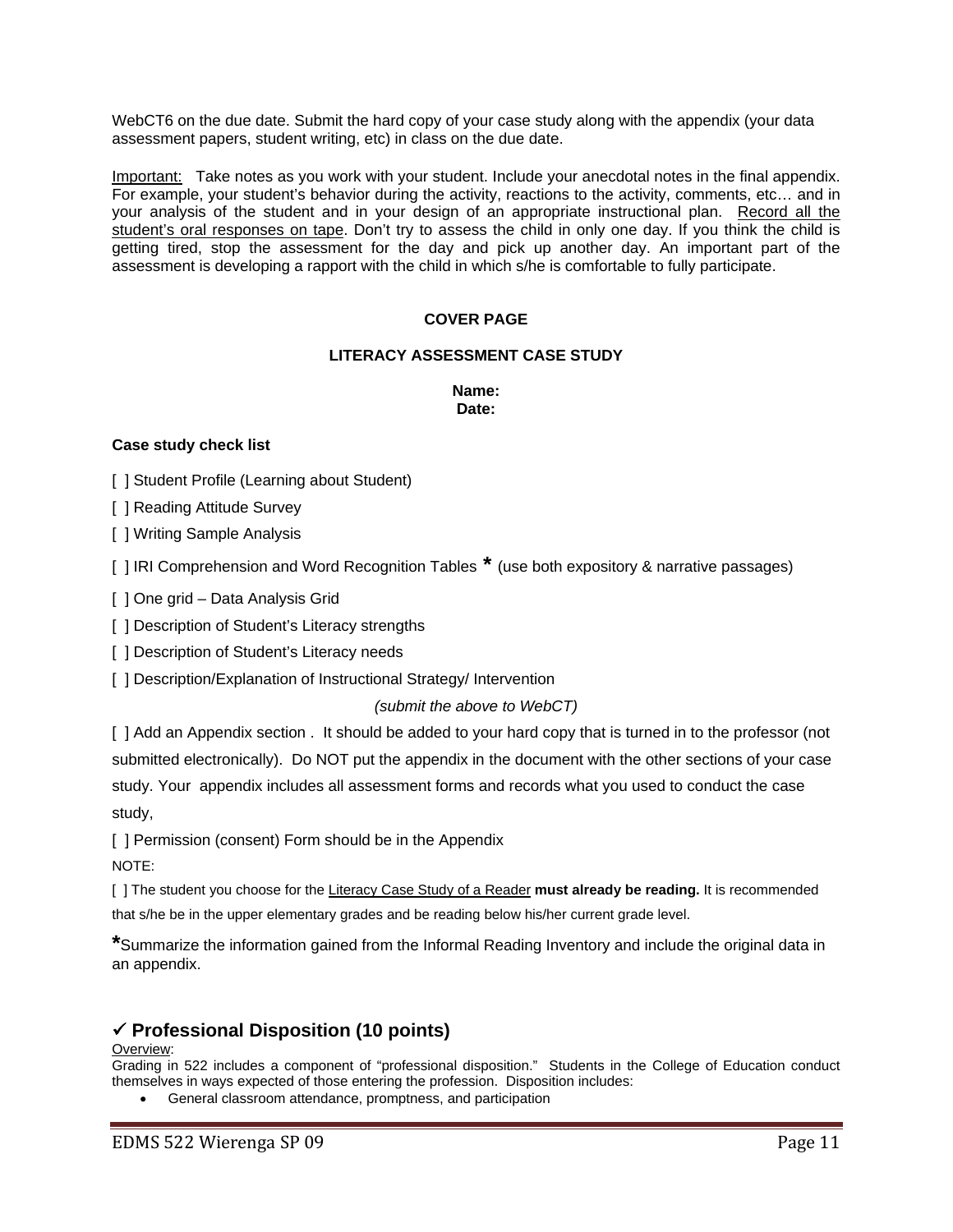WebCT6 on the due date. Submit the hard copy of your case study along with the appendix (your data assessment papers, student writing, etc) in class on the due date.

Important: Take notes as you work with your student. Include your anecdotal notes in the final appendix. For example, your student's behavior during the activity, reactions to the activity, comments, etc… and in your analysis of the student and in your design of an appropriate instructional plan. Record all the student's oral responses on tape. Don't try to assess the child in only one day. If you think the child is getting tired, stop the assessment for the day and pick up another day. An important part of the assessment is developing a rapport with the child in which s/he is comfortable to fully participate.

**COVER PAGE**

**LITERACY ASSESSMENT CASE STUDY**

**Name:**
**Date:**

**Case study check list**

[ ] Student Profile (Learning about Student)

[ ] Reading Attitude Survey

[ ] Writing Sample Analysis

[ ] IRI Comprehension and Word Recognition Tables **\*** (use both expository & narrative passages)

[ ] One grid – Data Analysis Grid

[ ] Description of Student's Literacy strengths

[ ] Description of Student's Literacy needs

[ ] Description/Explanation of Instructional Strategy/ Intervention

*(submit the above to WebCT)*

[ ] Add an Appendix section . It should be added to your hard copy that is turned in to the professor (not submitted electronically). Do NOT put the appendix in the document with the other sections of your case study. Your appendix includes all assessment forms and records what you used to conduct the case study,

[ ] Permission (consent) Form should be in the Appendix

NOTE:

[ ] The student you choose for the Literacy Case Study of a Reader **must already be reading.** It is recommended that s/he be in the upper elementary grades and be reading below his/her current grade level.

**\***Summarize the information gained from the Informal Reading Inventory and include the original data in an appendix.

## ✓ Professional Disposition (10 points)

Overview:
Grading in 522 includes a component of "professional disposition." Students in the College of Education conduct themselves in ways expected of those entering the profession. Disposition includes:

- General classroom attendance, promptness, and participation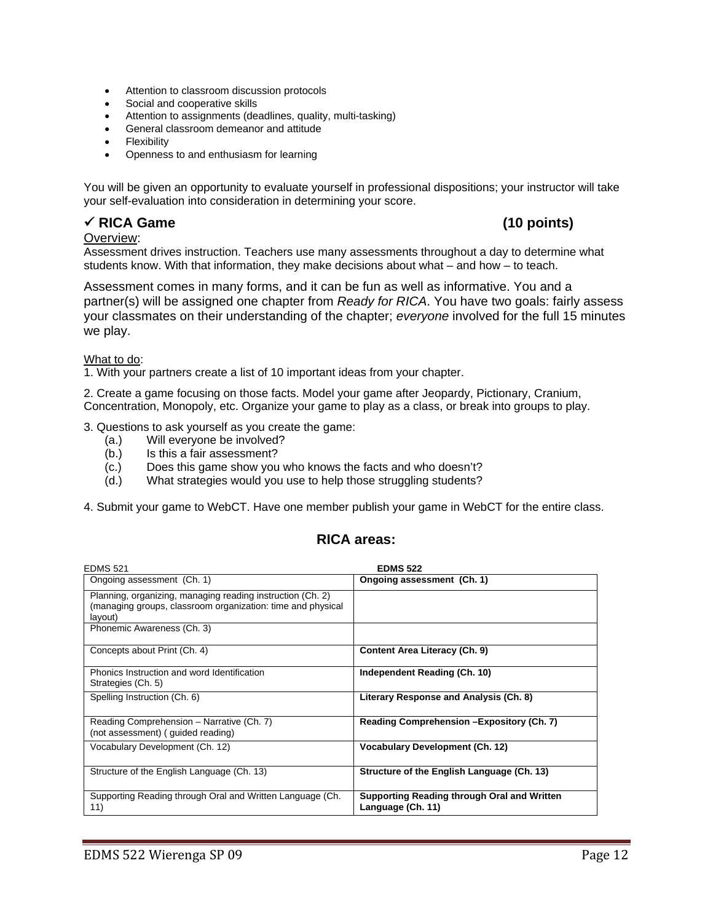- Attention to classroom discussion protocols
- Social and cooperative skills
- Attention to assignments (deadlines, quality, multi-tasking)
- General classroom demeanor and attitude
- Flexibility
- Openness to and enthusiasm for learning

You will be given an opportunity to evaluate yourself in professional dispositions; your instructor will take your self-evaluation into consideration in determining your score.

### ✓ RICA Game (10 points)

Overview:
Assessment drives instruction. Teachers use many assessments throughout a day to determine what students know. With that information, they make decisions about what – and how – to teach.

Assessment comes in many forms, and it can be fun as well as informative. You and a partner(s) will be assigned one chapter from *Ready for RICA*. You have two goals: fairly assess your classmates on their understanding of the chapter; *everyone* involved for the full 15 minutes we play.

What to do:
1. With your partners create a list of 10 important ideas from your chapter.

2. Create a game focusing on those facts. Model your game after Jeopardy, Pictionary, Cranium, Concentration, Monopoly, etc. Organize your game to play as a class, or break into groups to play.

3. Questions to ask yourself as you create the game:
   (a.) Will everyone be involved?
   (b.) Is this a fair assessment?
   (c.) Does this game show you who knows the facts and who doesn't?
   (d.) What strategies would you use to help those struggling students?

4. Submit your game to WebCT. Have one member publish your game in WebCT for the entire class.

## RICA areas:

| EDMS 521 | **EDMS 522** |
|---|---|
| Ongoing assessment (Ch. 1) | **Ongoing assessment (Ch. 1)** |
| Planning, organizing, managing reading instruction (Ch. 2) (managing groups, classroom organization: time and physical layout) | |
| Phonemic Awareness (Ch. 3) | |
| Concepts about Print (Ch. 4) | **Content Area Literacy (Ch. 9)** |
| Phonics Instruction and word Identification Strategies (Ch. 5) | **Independent Reading (Ch. 10)** |
| Spelling Instruction (Ch. 6) | **Literary Response and Analysis (Ch. 8)** |
| Reading Comprehension – Narrative (Ch. 7) (not assessment) ( guided reading) | **Reading Comprehension –Expository (Ch. 7)** |
| Vocabulary Development (Ch. 12) | **Vocabulary Development (Ch. 12)** |
| Structure of the English Language (Ch. 13) | **Structure of the English Language (Ch. 13)** |
| Supporting Reading through Oral and Written Language (Ch. 11) | **Supporting Reading through Oral and Written Language (Ch. 11)** |